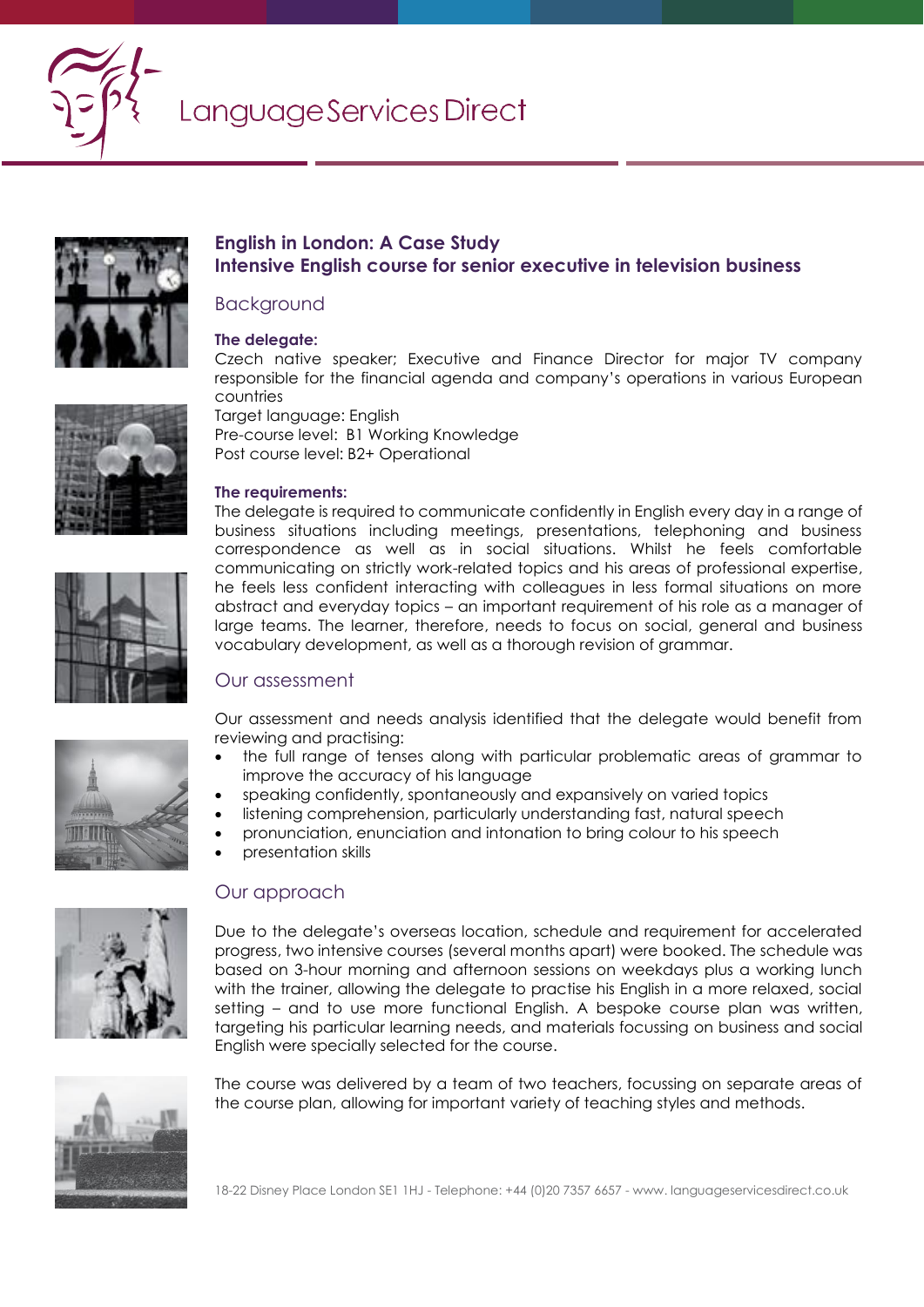Language Services Direct

# English in London: A Case Study
## Intensive English course for senior executive in television business

### Background

**The delegate:**
Czech native speaker; Executive and Finance Director for major TV company responsible for the financial agenda and company's operations in various European countries
Target language: English
Pre-course level: B1 Working Knowledge
Post course level: B2+ Operational

**The requirements:**
The delegate is required to communicate confidently in English every day in a range of business situations including meetings, presentations, telephoning and business correspondence as well as in social situations. Whilst he feels comfortable communicating on strictly work-related topics and his areas of professional expertise, he feels less confident interacting with colleagues in less formal situations on more abstract and everyday topics – an important requirement of his role as a manager of large teams. The learner, therefore, needs to focus on social, general and business vocabulary development, as well as a thorough revision of grammar.

### Our assessment

Our assessment and needs analysis identified that the delegate would benefit from reviewing and practising:

- the full range of tenses along with particular problematic areas of grammar to improve the accuracy of his language
- speaking confidently, spontaneously and expansively on varied topics
- listening comprehension, particularly understanding fast, natural speech
- pronunciation, enunciation and intonation to bring colour to his speech
- presentation skills

### Our approach

Due to the delegate's overseas location, schedule and requirement for accelerated progress, two intensive courses (several months apart) were booked. The schedule was based on 3-hour morning and afternoon sessions on weekdays plus a working lunch with the trainer, allowing the delegate to practise his English in a more relaxed, social setting – and to use more functional English. A bespoke course plan was written, targeting his particular learning needs, and materials focussing on business and social English were specially selected for the course.

The course was delivered by a team of two teachers, focussing on separate areas of the course plan, allowing for important variety of teaching styles and methods.

18-22 Disney Place London SE1 1HJ - Telephone: +44 (0)20 7357 6657 - www. languageservicesdirect.co.uk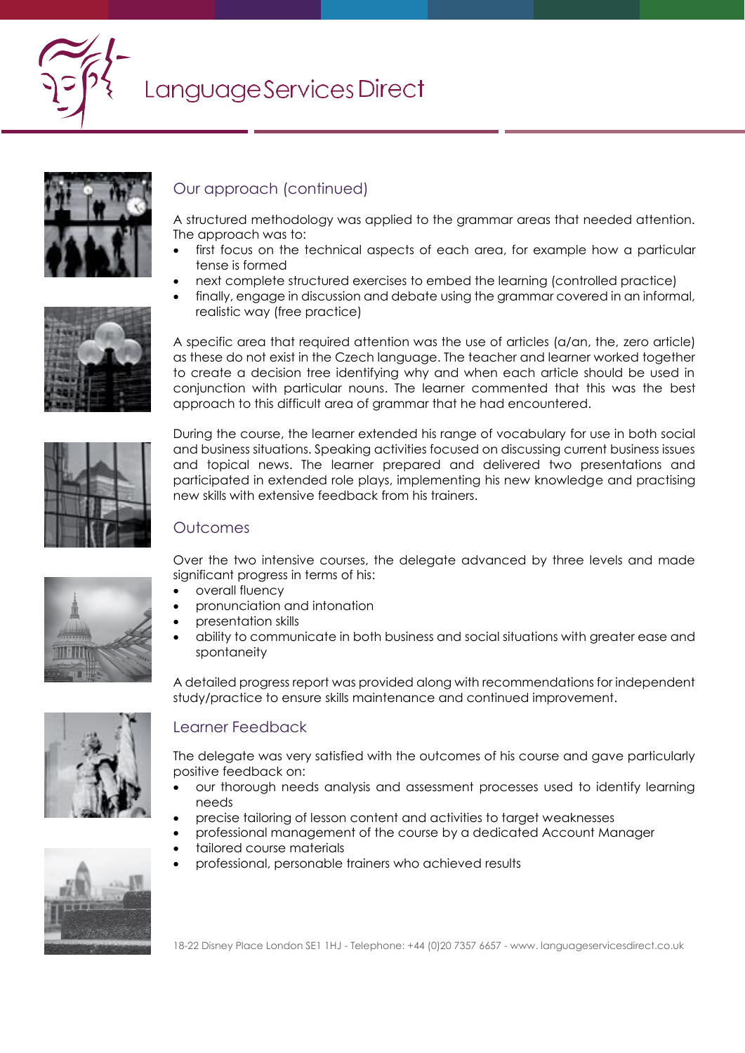## Our approach (continued)

A structured methodology was applied to the grammar areas that needed attention. The approach was to:

- first focus on the technical aspects of each area, for example how a particular tense is formed
- next complete structured exercises to embed the learning (controlled practice)
- finally, engage in discussion and debate using the grammar covered in an informal, realistic way (free practice)

A specific area that required attention was the use of articles (a/an, the, zero article) as these do not exist in the Czech language. The teacher and learner worked together to create a decision tree identifying why and when each article should be used in conjunction with particular nouns. The learner commented that this was the best approach to this difficult area of grammar that he had encountered.

During the course, the learner extended his range of vocabulary for use in both social and business situations. Speaking activities focused on discussing current business issues and topical news. The learner prepared and delivered two presentations and participated in extended role plays, implementing his new knowledge and practising new skills with extensive feedback from his trainers.

## Outcomes

Over the two intensive courses, the delegate advanced by three levels and made significant progress in terms of his:

- overall fluency
- pronunciation and intonation
- presentation skills
- ability to communicate in both business and social situations with greater ease and spontaneity

A detailed progress report was provided along with recommendations for independent study/practice to ensure skills maintenance and continued improvement.

## Learner Feedback

The delegate was very satisfied with the outcomes of his course and gave particularly positive feedback on:

- our thorough needs analysis and assessment processes used to identify learning needs
- precise tailoring of lesson content and activities to target weaknesses
- professional management of the course by a dedicated Account Manager
- tailored course materials
- professional, personable trainers who achieved results

18-22 Disney Place London SE1 1HJ - Telephone: +44 (0)20 7357 6657 - www. languageservicesdirect.co.uk